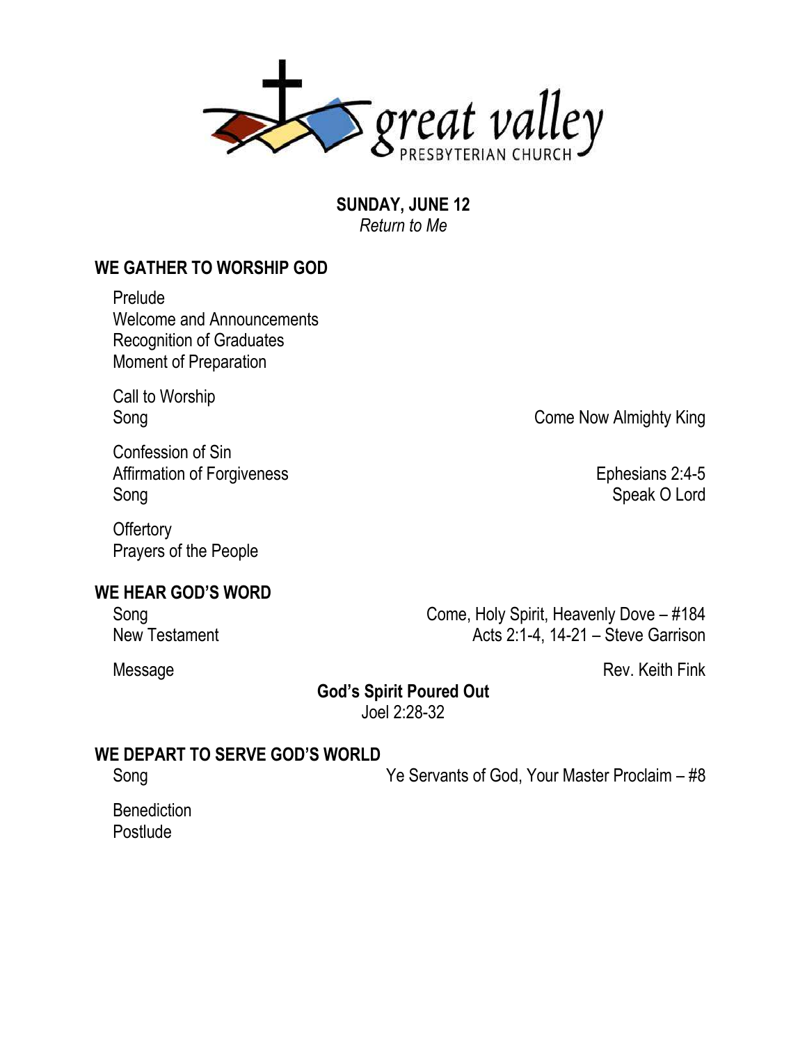great valley
PRESBYTERIAN CHURCH

**SUNDAY, JUNE 12**
*Return to Me*

## WE GATHER TO WORSHIP GOD

Prelude
Welcome and Announcements
Recognition of Graduates
Moment of Preparation

Call to Worship
Song — Come Now Almighty King

Confession of Sin
Affirmation of Forgiveness — Ephesians 2:4-5
Song — Speak O Lord

Offertory
Prayers of the People

## WE HEAR GOD'S WORD

Song — Come, Holy Spirit, Heavenly Dove – #184
New Testament — Acts 2:1-4, 14-21 – Steve Garrison

Message — Rev. Keith Fink

**God's Spirit Poured Out**
Joel 2:28-32

## WE DEPART TO SERVE GOD'S WORLD

Song — Ye Servants of God, Your Master Proclaim – #8

Benediction
Postlude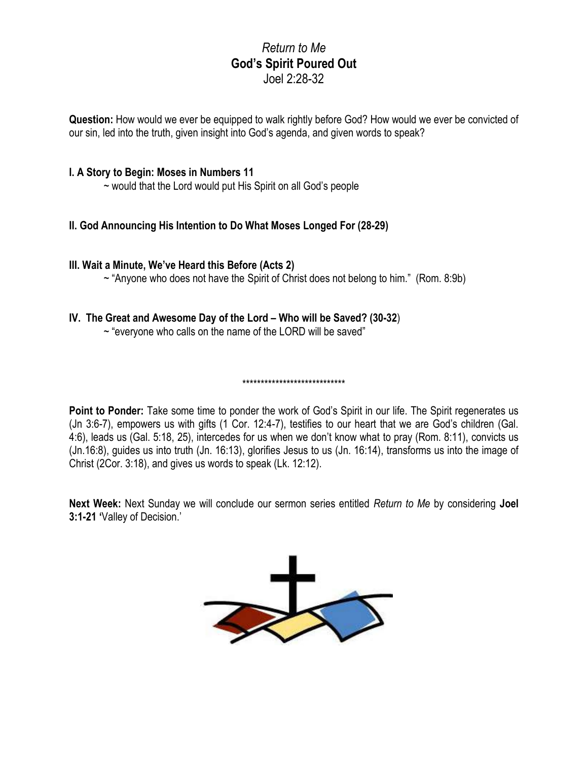*Return to Me*

**God's Spirit Poured Out**

Joel 2:28-32

**Question:** How would we ever be equipped to walk rightly before God? How would we ever be convicted of our sin, led into the truth, given insight into God's agenda, and given words to speak?

**I. A Story to Begin: Moses in Numbers 11**

~ would that the Lord would put His Spirit on all God's people

**II. God Announcing His Intention to Do What Moses Longed For (28-29)**

**III. Wait a Minute, We've Heard this Before (Acts 2)**

~ "Anyone who does not have the Spirit of Christ does not belong to him." (Rom. 8:9b)

**IV. The Great and Awesome Day of the Lord – Who will be Saved? (30-32)**

~ "everyone who calls on the name of the LORD will be saved"

****************************

**Point to Ponder:** Take some time to ponder the work of God's Spirit in our life. The Spirit regenerates us (Jn 3:6-7), empowers us with gifts (1 Cor. 12:4-7), testifies to our heart that we are God's children (Gal. 4:6), leads us (Gal. 5:18, 25), intercedes for us when we don't know what to pray (Rom. 8:11), convicts us (Jn.16:8), guides us into truth (Jn. 16:13), glorifies Jesus to us (Jn. 16:14), transforms us into the image of Christ (2Cor. 3:18), and gives us words to speak (Lk. 12:12).

**Next Week:** Next Sunday we will conclude our sermon series entitled *Return to Me* by considering **Joel 3:1-21 '**Valley of Decision.'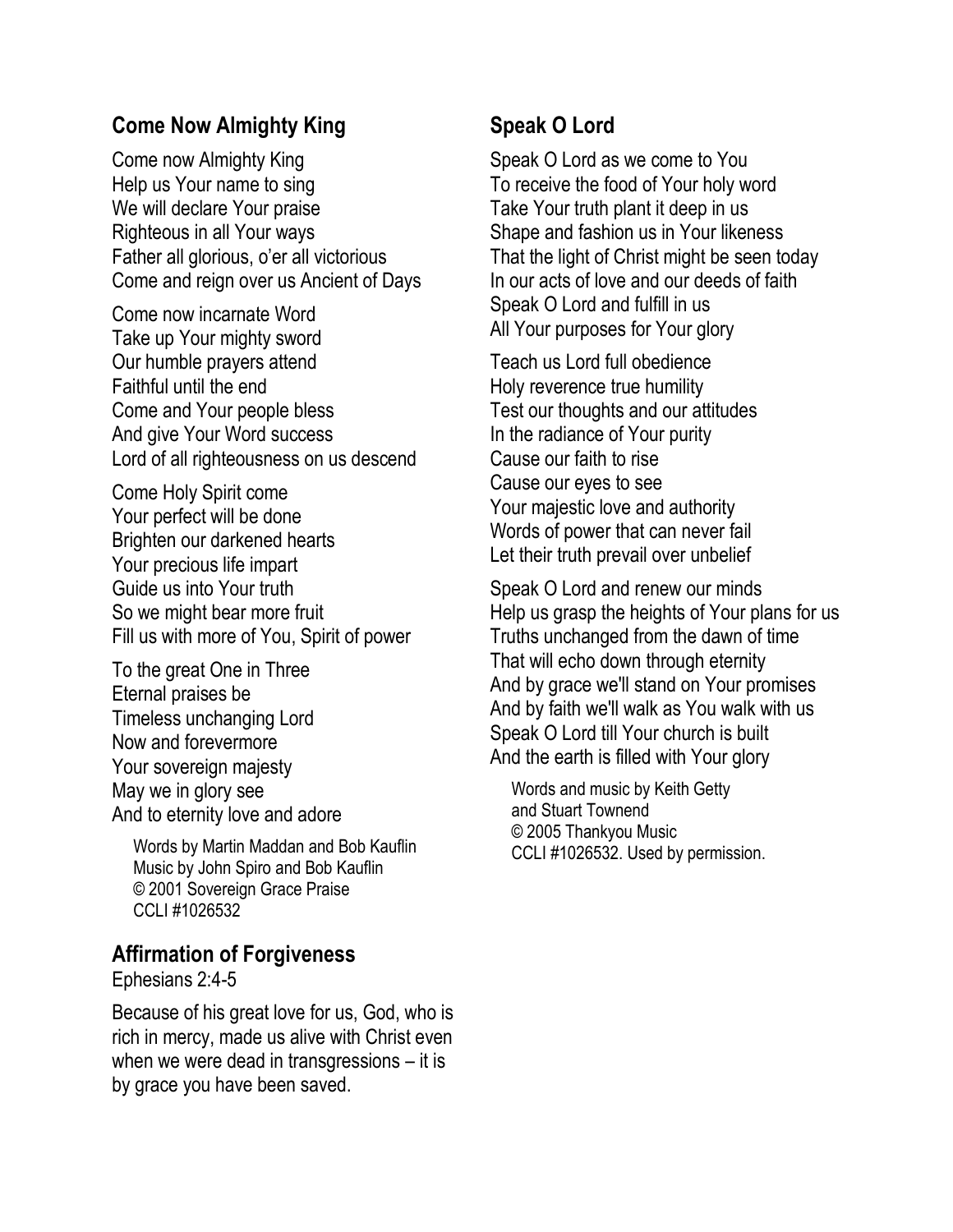## Come Now Almighty King

Come now Almighty King
Help us Your name to sing
We will declare Your praise
Righteous in all Your ways
Father all glorious, o'er all victorious
Come and reign over us Ancient of Days

Come now incarnate Word
Take up Your mighty sword
Our humble prayers attend
Faithful until the end
Come and Your people bless
And give Your Word success
Lord of all righteousness on us descend

Come Holy Spirit come
Your perfect will be done
Brighten our darkened hearts
Your precious life impart
Guide us into Your truth
So we might bear more fruit
Fill us with more of You, Spirit of power

To the great One in Three
Eternal praises be
Timeless unchanging Lord
Now and forevermore
Your sovereign majesty
May we in glory see
And to eternity love and adore

Words by Martin Maddan and Bob Kauflin
Music by John Spiro and Bob Kauflin
© 2001 Sovereign Grace Praise
CCLI #1026532

## Affirmation of Forgiveness

Ephesians 2:4-5

Because of his great love for us, God, who is rich in mercy, made us alive with Christ even when we were dead in transgressions – it is by grace you have been saved.

## Speak O Lord

Speak O Lord as we come to You
To receive the food of Your holy word
Take Your truth plant it deep in us
Shape and fashion us in Your likeness
That the light of Christ might be seen today
In our acts of love and our deeds of faith
Speak O Lord and fulfill in us
All Your purposes for Your glory

Teach us Lord full obedience
Holy reverence true humility
Test our thoughts and our attitudes
In the radiance of Your purity
Cause our faith to rise
Cause our eyes to see
Your majestic love and authority
Words of power that can never fail
Let their truth prevail over unbelief

Speak O Lord and renew our minds
Help us grasp the heights of Your plans for us
Truths unchanged from the dawn of time
That will echo down through eternity
And by grace we'll stand on Your promises
And by faith we'll walk as You walk with us
Speak O Lord till Your church is built
And the earth is filled with Your glory

Words and music by Keith Getty
and Stuart Townend
© 2005 Thankyou Music
CCLI #1026532. Used by permission.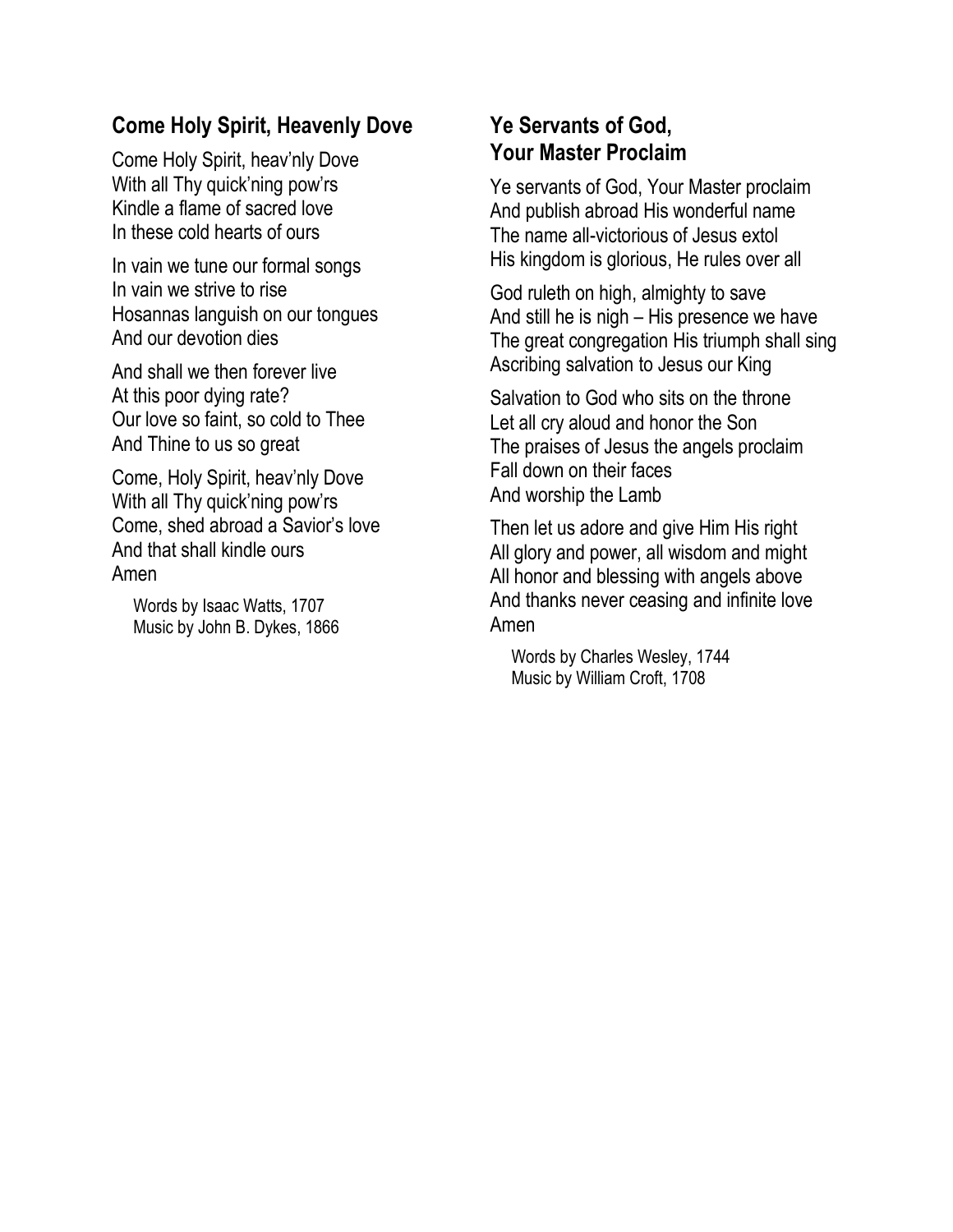## Come Holy Spirit, Heavenly Dove

Come Holy Spirit, heav'nly Dove
With all Thy quick'ning pow'rs
Kindle a flame of sacred love
In these cold hearts of ours

In vain we tune our formal songs
In vain we strive to rise
Hosannas languish on our tongues
And our devotion dies

And shall we then forever live
At this poor dying rate?
Our love so faint, so cold to Thee
And Thine to us so great

Come, Holy Spirit, heav'nly Dove
With all Thy quick'ning pow'rs
Come, shed abroad a Savior's love
And that shall kindle ours
Amen

Words by Isaac Watts, 1707
Music by John B. Dykes, 1866

## Ye Servants of God, Your Master Proclaim

Ye servants of God, Your Master proclaim
And publish abroad His wonderful name
The name all-victorious of Jesus extol
His kingdom is glorious, He rules over all

God ruleth on high, almighty to save
And still he is nigh – His presence we have
The great congregation His triumph shall sing
Ascribing salvation to Jesus our King

Salvation to God who sits on the throne
Let all cry aloud and honor the Son
The praises of Jesus the angels proclaim
Fall down on their faces
And worship the Lamb

Then let us adore and give Him His right
All glory and power, all wisdom and might
All honor and blessing with angels above
And thanks never ceasing and infinite love
Amen

Words by Charles Wesley, 1744
Music by William Croft, 1708